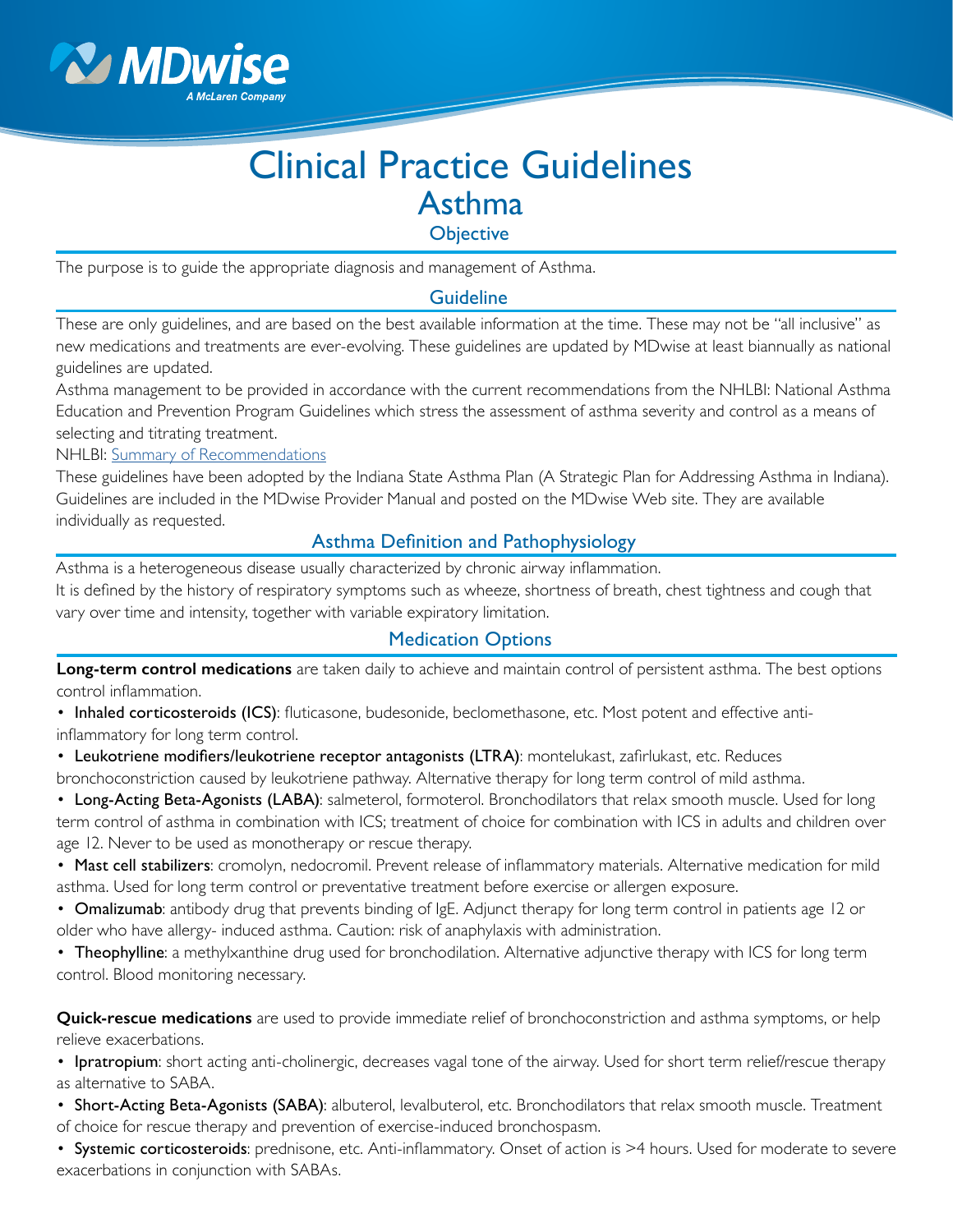# Clinical Practice Guidelines

## Asthma

### Objective

The purpose is to guide the appropriate diagnosis and management of Asthma.

### Guideline

These are only guidelines, and are based on the best available information at the time. These may not be "all inclusive" as new medications and treatments are ever-evolving. These guidelines are updated by MDwise at least biannually as national guidelines are updated.

Asthma management to be provided in accordance with the current recommendations from the NHLBI: National Asthma Education and Prevention Program Guidelines which stress the assessment of asthma severity and control as a means of selecting and titrating treatment.

NHLBI: Summary of Recommendations

These guidelines have been adopted by the Indiana State Asthma Plan (A Strategic Plan for Addressing Asthma in Indiana). Guidelines are included in the MDwise Provider Manual and posted on the MDwise Web site. They are available individually as requested.

### Asthma Definition and Pathophysiology

Asthma is a heterogeneous disease usually characterized by chronic airway inflammation.

It is defined by the history of respiratory symptoms such as wheeze, shortness of breath, chest tightness and cough that vary over time and intensity, together with variable expiratory limitation.

### Medication Options

**Long-term control medications** are taken daily to achieve and maintain control of persistent asthma. The best options control inflammation.

- Inhaled corticosteroids (ICS): fluticasone, budesonide, beclomethasone, etc. Most potent and effective anti-inflammatory for long term control.
- Leukotriene modifiers/leukotriene receptor antagonists (LTRA): montelukast, zafirlukast, etc. Reduces bronchoconstriction caused by leukotriene pathway. Alternative therapy for long term control of mild asthma.
- Long-Acting Beta-Agonists (LABA): salmeterol, formoterol. Bronchodilators that relax smooth muscle. Used for long term control of asthma in combination with ICS; treatment of choice for combination with ICS in adults and children over age 12. Never to be used as monotherapy or rescue therapy.
- Mast cell stabilizers: cromolyn, nedocromil. Prevent release of inflammatory materials. Alternative medication for mild asthma. Used for long term control or preventative treatment before exercise or allergen exposure.
- Omalizumab: antibody drug that prevents binding of IgE. Adjunct therapy for long term control in patients age 12 or older who have allergy- induced asthma. Caution: risk of anaphylaxis with administration.
- Theophylline: a methylxanthine drug used for bronchodilation. Alternative adjunctive therapy with ICS for long term control. Blood monitoring necessary.

**Quick-rescue medications** are used to provide immediate relief of bronchoconstriction and asthma symptoms, or help relieve exacerbations.

- Ipratropium: short acting anti-cholinergic, decreases vagal tone of the airway. Used for short term relief/rescue therapy as alternative to SABA.
- Short-Acting Beta-Agonists (SABA): albuterol, levalbuterol, etc. Bronchodilators that relax smooth muscle. Treatment of choice for rescue therapy and prevention of exercise-induced bronchospasm.
- Systemic corticosteroids: prednisone, etc. Anti-inflammatory. Onset of action is >4 hours. Used for moderate to severe exacerbations in conjunction with SABAs.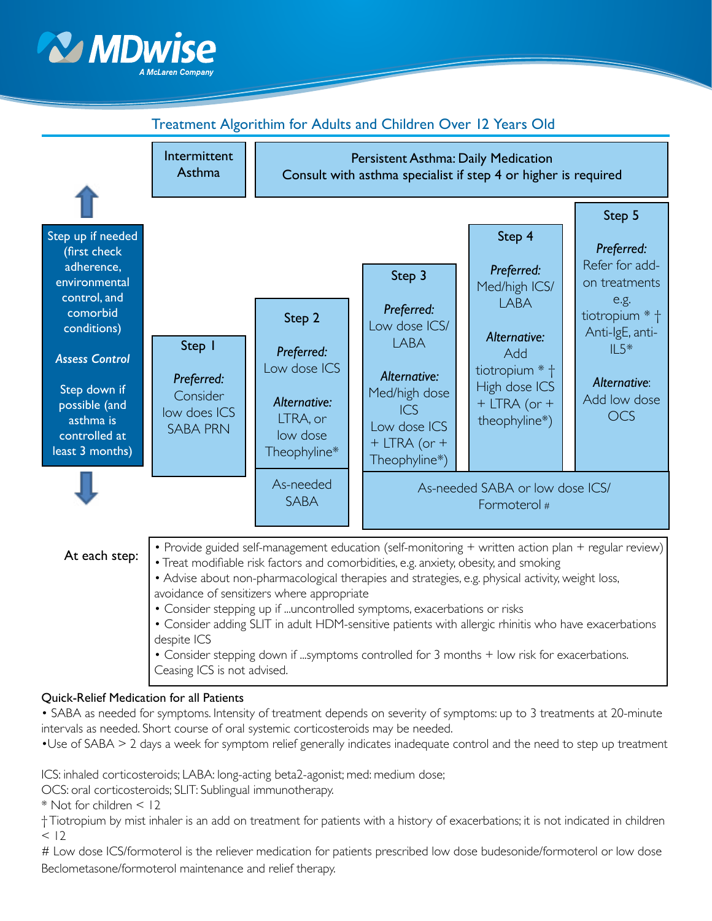## Treatment Algorithim for Adults and Children Over 12 Years Old

| | Intermittent Asthma | Persistent Asthma: Daily Medication<br>Consult with asthma specialist if step 4 or higher is required | | | |
|---|---|---|---|---|---|
| Step up if needed (first check adherence, environmental control, and comorbid conditions)<br><br>*Assess Control*<br><br>Step down if possible (and asthma is controlled at least 3 months) | **Step 1**<br><br>*Preferred:*<br>Consider low does ICS SABA PRN | **Step 2**<br><br>*Preferred:*<br>Low dose ICS<br><br>*Alternative:*<br>LTRA, or low dose Theophyline* | **Step 3**<br><br>*Preferred:*<br>Low dose ICS/ LABA<br><br>*Alternative:*<br>Med/high dose ICS<br>Low dose ICS + LTRA (or + Theophyline*) | **Step 4**<br><br>*Preferred:*<br>Med/high ICS/ LABA<br><br>*Alternative:*<br>Add tiotropium * †<br>High dose ICS + LTRA (or + theophyline*) | **Step 5**<br><br>*Preferred:*<br>Refer for add-on treatments e.g. tiotropium * †<br>Anti-IgE, anti-IL5*<br><br>*Alternative:*<br>Add low dose OCS |
| | | As-needed SABA | As-needed SABA or low dose ICS/ Formoterol # | | |

**At each step:**

- Provide guided self-management education (self-monitoring + written action plan + regular review)
- Treat modifiable risk factors and comorbidities, e.g. anxiety, obesity, and smoking
- Advise about non-pharmacological therapies and strategies, e.g. physical activity, weight loss, avoidance of sensitizers where appropriate
- Consider stepping up if ...uncontrolled symptoms, exacerbations or risks
- Consider adding SLIT in adult HDM-sensitive patients with allergic rhinitis who have exacerbations despite ICS
- Consider stepping down if ...symptoms controlled for 3 months + low risk for exacerbations. Ceasing ICS is not advised.

Quick-Relief Medication for all Patients

- SABA as needed for symptoms. Intensity of treatment depends on severity of symptoms: up to 3 treatments at 20-minute intervals as needed. Short course of oral systemic corticosteroids may be needed.
- Use of SABA > 2 days a week for symptom relief generally indicates inadequate control and the need to step up treatment

ICS: inhaled corticosteroids; LABA: long-acting beta2-agonist; med: medium dose;
OCS: oral corticosteroids; SLIT: Sublingual immunotherapy.

\* Not for children < 12

† Tiotropium by mist inhaler is an add on treatment for patients with a history of exacerbations; it is not indicated in children < 12

\# Low dose ICS/formoterol is the reliever medication for patients prescribed low dose budesonide/formoterol or low dose Beclometasone/formoterol maintenance and relief therapy.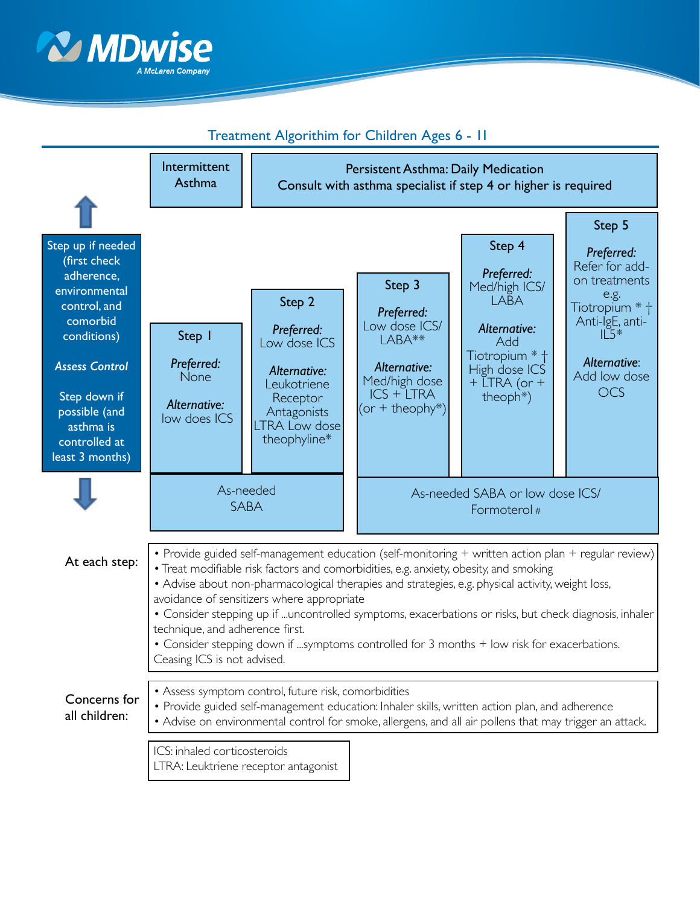## Treatment Algorithim for Children Ages 6 - 11

| | Intermittent Asthma | Persistent Asthma: Daily Medication<br>Consult with asthma specialist if step 4 or higher is required | | | |
|---|---|---|---|---|---|
| Step up if needed (first check adherence, environmental control, and comorbid conditions)<br><br>*Assess Control*<br><br>Step down if possible (and asthma is controlled at least 3 months) | **Step 1**<br>*Preferred:* None<br>*Alternative:* low does ICS | **Step 2**<br>*Preferred:* Low dose ICS<br>*Alternative:* Leukotriene Receptor Antagonists LTRA Low dose theophyline* | **Step 3**<br>*Preferred:* Low dose ICS/ LABA**<br>*Alternative:* Med/high dose ICS + LTRA (or + theophy*) | **Step 4**<br>*Preferred:* Med/high ICS/ LABA<br>*Alternative:* Add Tiotropium * † High dose ICS + LTRA (or + theoph*) | **Step 5**<br>*Preferred:* Refer for add-on treatments e.g. Tiotropium * † Anti-IgE, anti-IL5*<br>*Alternative:* Add low dose OCS |
| | As-needed SABA | | As-needed SABA or low dose ICS/ Formoterol # | | |

**At each step:**

- Provide guided self-management education (self-monitoring + written action plan + regular review)
- Treat modifiable risk factors and comorbidities, e.g. anxiety, obesity, and smoking
- Advise about non-pharmacological therapies and strategies, e.g. physical activity, weight loss, avoidance of sensitizers where appropriate
- Consider stepping up if ...uncontrolled symptoms, exacerbations or risks, but check diagnosis, inhaler technique, and adherence first.
- Consider stepping down if ...symptoms controlled for 3 months + low risk for exacerbations. Ceasing ICS is not advised.

**Concerns for all children:**

- Assess symptom control, future risk, comorbidities
- Provide guided self-management education: Inhaler skills, written action plan, and adherence
- Advise on environmental control for smoke, allergens, and all air pollens that may trigger an attack.

ICS: inhaled corticosteroids
LTRA: Leuktriene receptor antagonist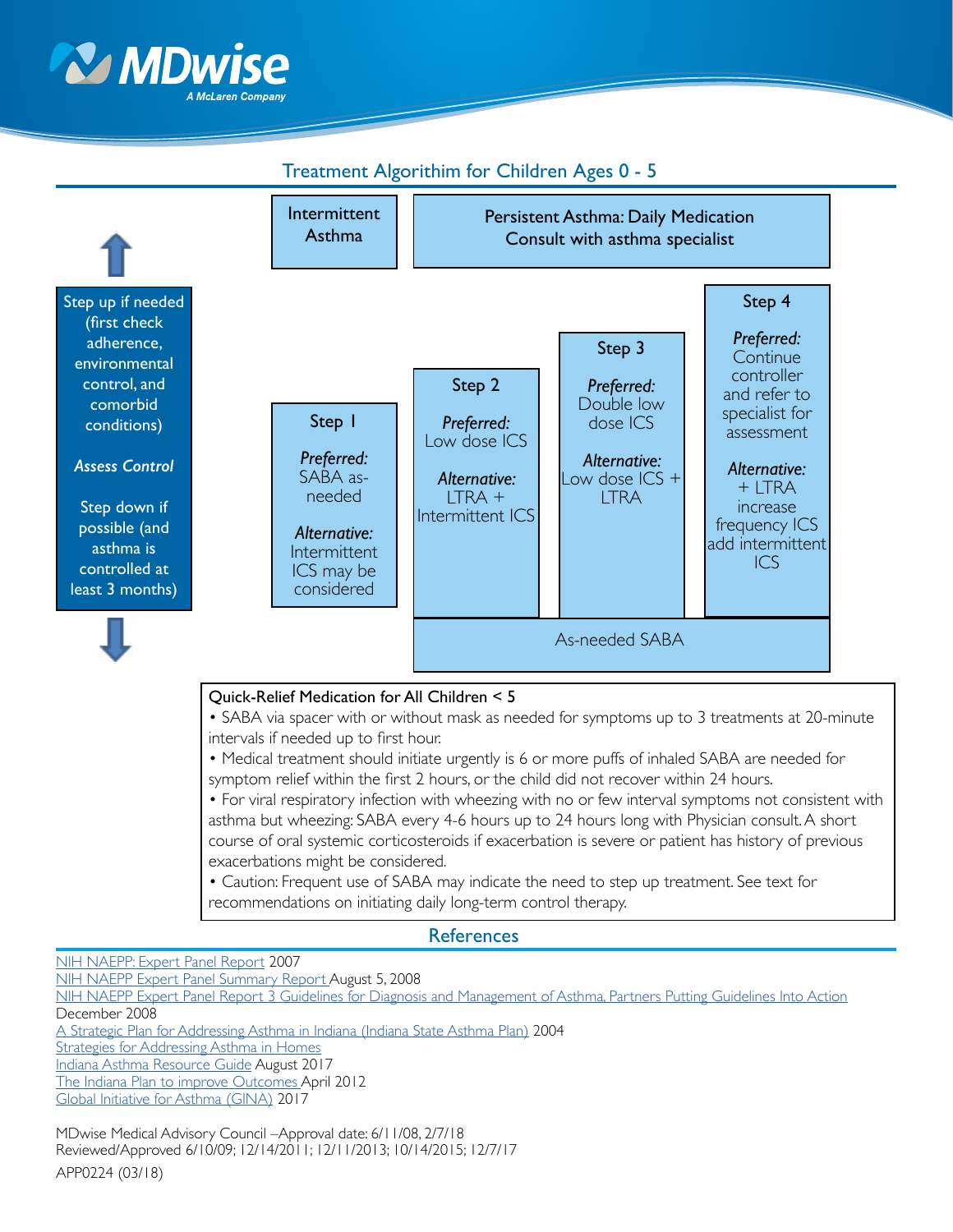## Treatment Algorithim for Children Ages 0 - 5

| Step up if needed (first check adherence, environmental control, and comorbid conditions) / *Assess Control* / Step down if possible (and asthma is controlled at least 3 months) | Intermittent Asthma | Persistent Asthma: Daily Medication Consult with asthma specialist | | |
|---|---|---|---|---|
| | **Step 1** | **Step 2** | **Step 3** | **Step 4** |
| | *Preferred:* SABA as-needed | *Preferred:* Low dose ICS | *Preferred:* Double low dose ICS | *Preferred:* Continue controller and refer to specialist for assessment |
| | *Alternative:* Intermittent ICS may be considered | *Alternative:* LTRA + Intermittent ICS | *Alternative:* Low dose ICS + LTRA | *Alternative:* + LTRA increase frequency ICS add intermittent ICS |
| | | As-needed SABA | | |

**Quick-Relief Medication for All Children < 5**

- SABA via spacer with or without mask as needed for symptoms up to 3 treatments at 20-minute intervals if needed up to first hour.
- Medical treatment should initiate urgently is 6 or more puffs of inhaled SABA are needed for symptom relief within the first 2 hours, or the child did not recover within 24 hours.
- For viral respiratory infection with wheezing with no or few interval symptoms not consistent with asthma but wheezing: SABA every 4-6 hours up to 24 hours long with Physician consult. A short course of oral systemic corticosteroids if exacerbation is severe or patient has history of previous exacerbations might be considered.
- Caution: Frequent use of SABA may indicate the need to step up treatment. See text for recommendations on initiating daily long-term control therapy.

## References

NIH NAEPP: Expert Panel Report 2007
NIH NAEPP Expert Panel Summary Report August 5, 2008
NIH NAEPP Expert Panel Report 3 Guidelines for Diagnosis and Management of Asthma, Partners Putting Guidelines Into Action December 2008
A Strategic Plan for Addressing Asthma in Indiana (Indiana State Asthma Plan) 2004
Strategies for Addressing Asthma in Homes
Indiana Asthma Resource Guide August 2017
The Indiana Plan to improve Outcomes April 2012
Global Initiative for Asthma (GINA) 2017

MDwise Medical Advisory Council –Approval date: 6/11/08, 2/7/18
Reviewed/Approved 6/10/09; 12/14/2011; 12/11/2013; 10/14/2015; 12/7/17
APP0224 (03/18)